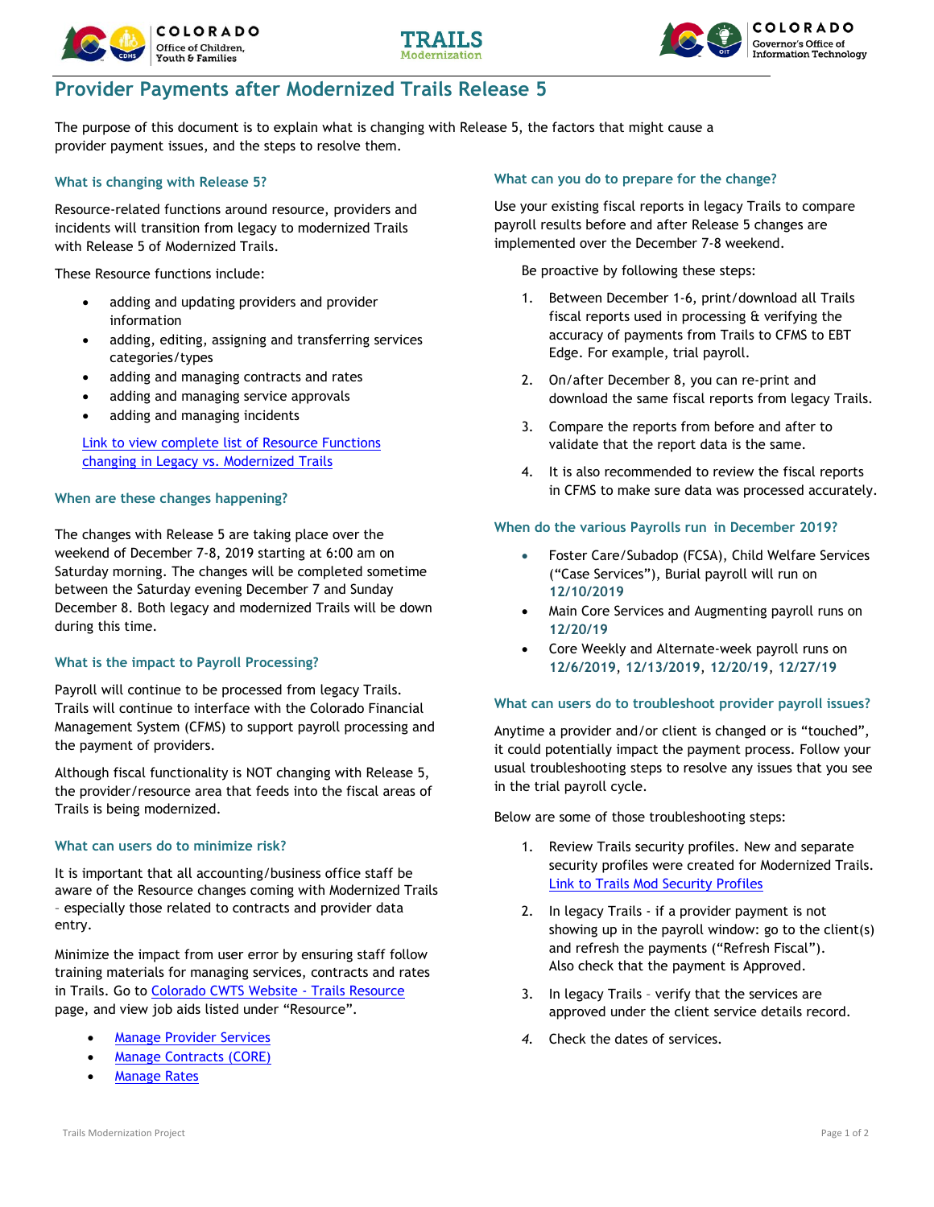# Provider Payments after Modernized Trails Release 5

The purpose of this document is to explain what is changing with Release 5, the factors that might cause a provider payment issues, and the steps to resolve them.

### What is changing with Release 5?

Resource-related functions around resource, providers and incidents will transition from legacy to modernized Trails with Release 5 of Modernized Trails.

These Resource functions include:

- adding and updating providers and provider information
- adding, editing, assigning and transferring services categories/types
- adding and managing contracts and rates
- adding and managing service approvals
- adding and managing incidents

[Link to view complete list of Resource Functions changing in Legacy vs. Modernized Trails]

### When are these changes happening?

The changes with Release 5 are taking place over the weekend of December 7-8, 2019 starting at 6:00 am on Saturday morning. The changes will be completed sometime between the Saturday evening December 7 and Sunday December 8. Both legacy and modernized Trails will be down during this time.

### What is the impact to Payroll Processing?

Payroll will continue to be processed from legacy Trails. Trails will continue to interface with the Colorado Financial Management System (CFMS) to support payroll processing and the payment of providers.

Although fiscal functionality is NOT changing with Release 5, the provider/resource area that feeds into the fiscal areas of Trails is being modernized.

### What can users do to minimize risk?

It is important that all accounting/business office staff be aware of the Resource changes coming with Modernized Trails – especially those related to contracts and provider data entry.

Minimize the impact from user error by ensuring staff follow training materials for managing services, contracts and rates in Trails. Go to Colorado CWTS Website - Trails Resource page, and view job aids listed under "Resource".

- Manage Provider Services
- Manage Contracts (CORE)
- Manage Rates

### What can you do to prepare for the change?

Use your existing fiscal reports in legacy Trails to compare payroll results before and after Release 5 changes are implemented over the December 7-8 weekend.

Be proactive by following these steps:

1. Between December 1-6, print/download all Trails fiscal reports used in processing & verifying the accuracy of payments from Trails to CFMS to EBT Edge. For example, trial payroll.
2. On/after December 8, you can re-print and download the same fiscal reports from legacy Trails.
3. Compare the reports from before and after to validate that the report data is the same.
4. It is also recommended to review the fiscal reports in CFMS to make sure data was processed accurately.

### When do the various Payrolls run in December 2019?

- Foster Care/Subadop (FCSA), Child Welfare Services ("Case Services"), Burial payroll will run on **12/10/2019**
- Main Core Services and Augmenting payroll runs on **12/20/19**
- Core Weekly and Alternate-week payroll runs on **12/6/2019**, **12/13/2019**, **12/20/19**, **12/27/19**

### What can users do to troubleshoot provider payroll issues?

Anytime a provider and/or client is changed or is "touched", it could potentially impact the payment process. Follow your usual troubleshooting steps to resolve any issues that you see in the trial payroll cycle.

Below are some of those troubleshooting steps:

1. Review Trails security profiles. New and separate security profiles were created for Modernized Trails. Link to Trails Mod Security Profiles
2. In legacy Trails - if a provider payment is not showing up in the payroll window: go to the client(s) and refresh the payments ("Refresh Fiscal"). Also check that the payment is Approved.
3. In legacy Trails – verify that the services are approved under the client service details record.
4. Check the dates of services.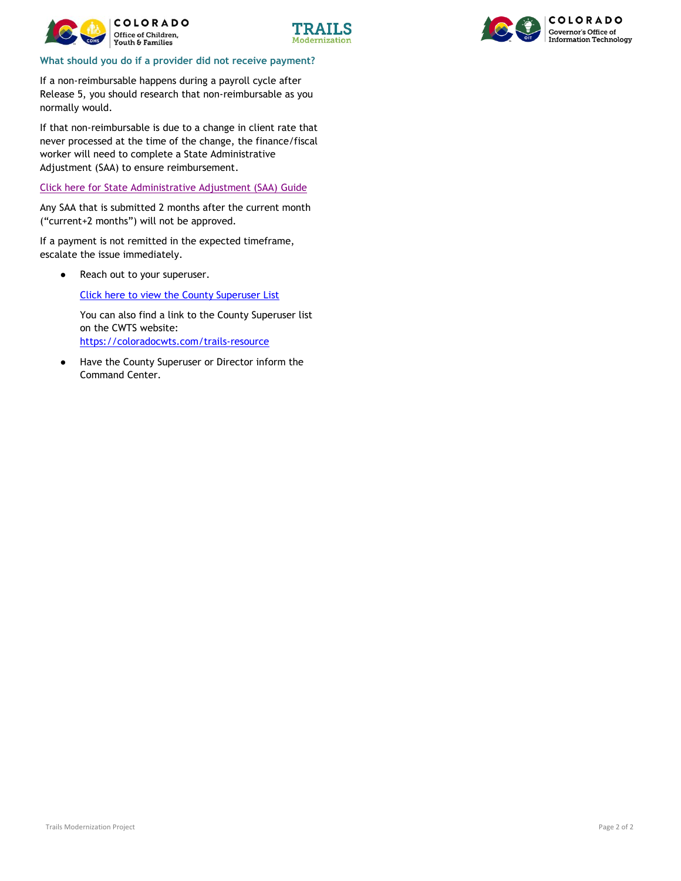### What should you do if a provider did not receive payment?

If a non-reimbursable happens during a payroll cycle after Release 5, you should research that non-reimbursable as you normally would.

If that non-reimbursable is due to a change in client rate that never processed at the time of the change, the finance/fiscal worker will need to complete a State Administrative Adjustment (SAA) to ensure reimbursement.

Click here for State Administrative Adjustment (SAA) Guide

Any SAA that is submitted 2 months after the current month ("current+2 months") will not be approved.

If a payment is not remitted in the expected timeframe, escalate the issue immediately.

- Reach out to your superuser.

  Click here to view the County Superuser List

  You can also find a link to the County Superuser list on the CWTS website: https://coloradocwts.com/trails-resource

- Have the County Superuser or Director inform the Command Center.